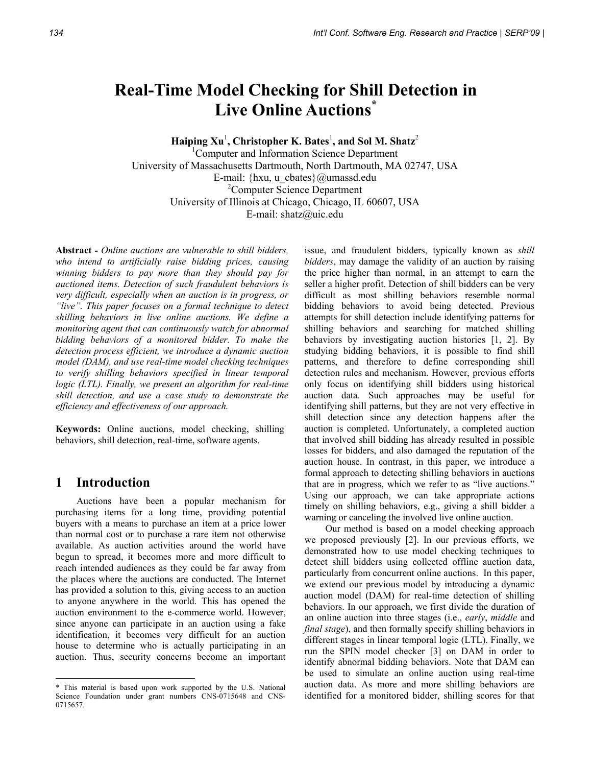# Real-Time Model Checking for Shill Detection in Live Online Auctions*

**Haiping Xu**[1], **Christopher K. Bates**[1], **and Sol M. Shatz**[2]

[1]Computer and Information Science Department
University of Massachusetts Dartmouth, North Dartmouth, MA 02747, USA
E-mail: {hxu, u_cbates}@umassd.edu
[2]Computer Science Department
University of Illinois at Chicago, Chicago, IL 60607, USA
E-mail: shatz@uic.edu

**Abstract -** *Online auctions are vulnerable to shill bidders, who intend to artificially raise bidding prices, causing winning bidders to pay more than they should pay for auctioned items. Detection of such fraudulent behaviors is very difficult, especially when an auction is in progress, or "live". This paper focuses on a formal technique to detect shilling behaviors in live online auctions. We define a monitoring agent that can continuously watch for abnormal bidding behaviors of a monitored bidder. To make the detection process efficient, we introduce a dynamic auction model (DAM), and use real-time model checking techniques to verify shilling behaviors specified in linear temporal logic (LTL). Finally, we present an algorithm for real-time shill detection, and use a case study to demonstrate the efficiency and effectiveness of our approach.*

**Keywords:** Online auctions, model checking, shilling behaviors, shill detection, real-time, software agents.

## 1 Introduction

Auctions have been a popular mechanism for purchasing items for a long time, providing potential buyers with a means to purchase an item at a price lower than normal cost or to purchase a rare item not otherwise available. As auction activities around the world have begun to spread, it becomes more and more difficult to reach intended audiences as they could be far away from the places where the auctions are conducted. The Internet has provided a solution to this, giving access to an auction to anyone anywhere in the world. This has opened the auction environment to the e-commerce world. However, since anyone can participate in an auction using a fake identification, it becomes very difficult for an auction house to determine who is actually participating in an auction. Thus, security concerns become an important issue, and fraudulent bidders, typically known as *shill bidders*, may damage the validity of an auction by raising the price higher than normal, in an attempt to earn the seller a higher profit. Detection of shill bidders can be very difficult as most shilling behaviors resemble normal bidding behaviors to avoid being detected. Previous attempts for shill detection include identifying patterns for shilling behaviors and searching for matched shilling behaviors by investigating auction histories [1, 2]. By studying bidding behaviors, it is possible to find shill patterns, and therefore to define corresponding shill detection rules and mechanism. However, previous efforts only focus on identifying shill bidders using historical auction data. Such approaches may be useful for identifying shill patterns, but they are not very effective in shill detection since any detection happens after the auction is completed. Unfortunately, a completed auction that involved shill bidding has already resulted in possible losses for bidders, and also damaged the reputation of the auction house. In contrast, in this paper, we introduce a formal approach to detecting shilling behaviors in auctions that are in progress, which we refer to as "live auctions." Using our approach, we can take appropriate actions timely on shilling behaviors, e.g., giving a shill bidder a warning or canceling the involved live online auction.

Our method is based on a model checking approach we proposed previously [2]. In our previous efforts, we demonstrated how to use model checking techniques to detect shill bidders using collected offline auction data, particularly from concurrent online auctions. In this paper, we extend our previous model by introducing a dynamic auction model (DAM) for real-time detection of shilling behaviors. In our approach, we first divide the duration of an online auction into three stages (i.e., *early*, *middle* and *final stage*), and then formally specify shilling behaviors in different stages in linear temporal logic (LTL). Finally, we run the SPIN model checker [3] on DAM in order to identify abnormal bidding behaviors. Note that DAM can be used to simulate an online auction using real-time auction data. As more and more shilling behaviors are identified for a monitored bidder, shilling scores for that

* This material is based upon work supported by the U.S. National Science Foundation under grant numbers CNS-0715648 and CNS-0715657.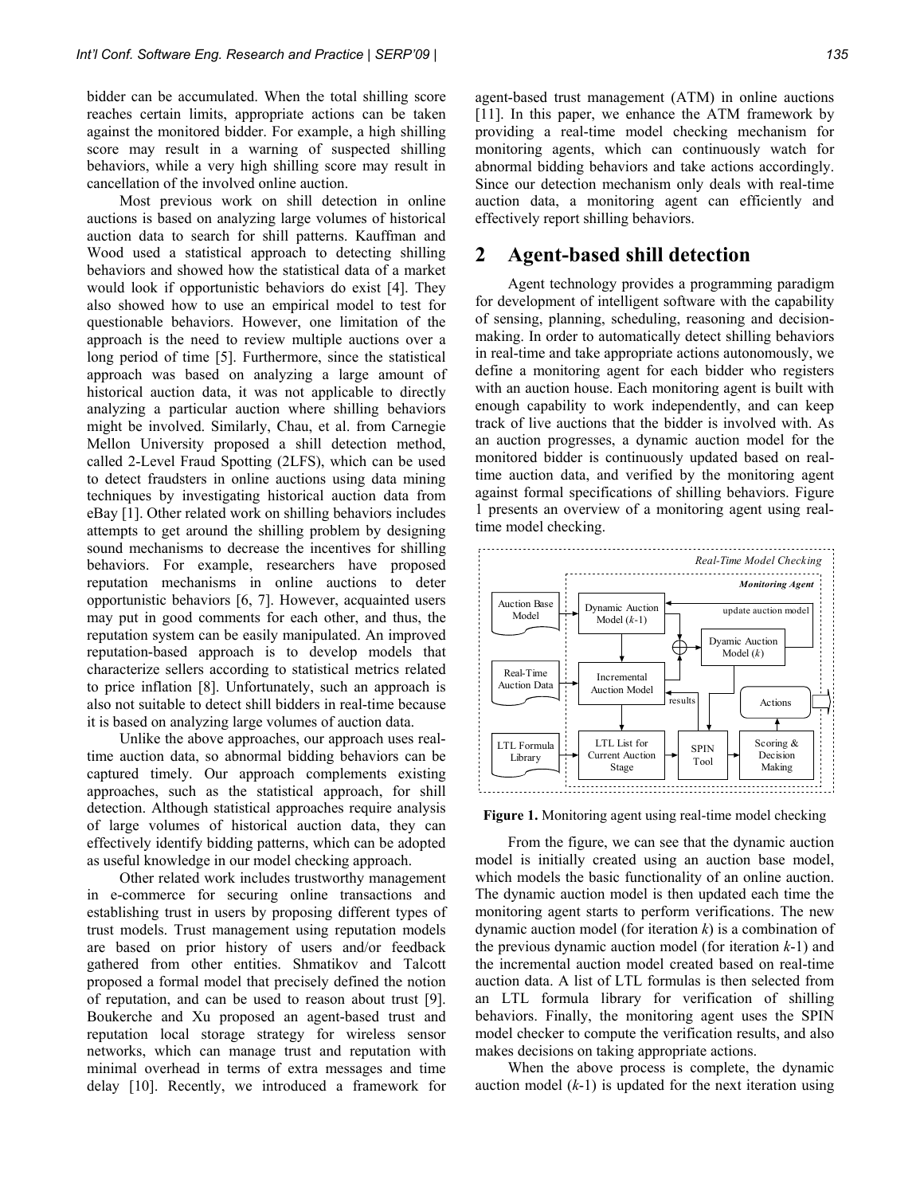bidder can be accumulated. When the total shilling score reaches certain limits, appropriate actions can be taken against the monitored bidder. For example, a high shilling score may result in a warning of suspected shilling behaviors, while a very high shilling score may result in cancellation of the involved online auction.

Most previous work on shill detection in online auctions is based on analyzing large volumes of historical auction data to search for shill patterns. Kauffman and Wood used a statistical approach to detecting shilling behaviors and showed how the statistical data of a market would look if opportunistic behaviors do exist [4]. They also showed how to use an empirical model to test for questionable behaviors. However, one limitation of the approach is the need to review multiple auctions over a long period of time [5]. Furthermore, since the statistical approach was based on analyzing a large amount of historical auction data, it was not applicable to directly analyzing a particular auction where shilling behaviors might be involved. Similarly, Chau, et al. from Carnegie Mellon University proposed a shill detection method, called 2-Level Fraud Spotting (2LFS), which can be used to detect fraudsters in online auctions using data mining techniques by investigating historical auction data from eBay [1]. Other related work on shilling behaviors includes attempts to get around the shilling problem by designing sound mechanisms to decrease the incentives for shilling behaviors. For example, researchers have proposed reputation mechanisms in online auctions to deter opportunistic behaviors [6, 7]. However, acquainted users may put in good comments for each other, and thus, the reputation system can be easily manipulated. An improved reputation-based approach is to develop models that characterize sellers according to statistical metrics related to price inflation [8]. Unfortunately, such an approach is also not suitable to detect shill bidders in real-time because it is based on analyzing large volumes of auction data.

Unlike the above approaches, our approach uses real-time auction data, so abnormal bidding behaviors can be captured timely. Our approach complements existing approaches, such as the statistical approach, for shill detection. Although statistical approaches require analysis of large volumes of historical auction data, they can effectively identify bidding patterns, which can be adopted as useful knowledge in our model checking approach.

Other related work includes trustworthy management in e-commerce for securing online transactions and establishing trust in users by proposing different types of trust models. Trust management using reputation models are based on prior history of users and/or feedback gathered from other entities. Shmatikov and Talcott proposed a formal model that precisely defined the notion of reputation, and can be used to reason about trust [9]. Boukerche and Xu proposed an agent-based trust and reputation local storage strategy for wireless sensor networks, which can manage trust and reputation with minimal overhead in terms of extra messages and time delay [10]. Recently, we introduced a framework for agent-based trust management (ATM) in online auctions [11]. In this paper, we enhance the ATM framework by providing a real-time model checking mechanism for monitoring agents, which can continuously watch for abnormal bidding behaviors and take actions accordingly. Since our detection mechanism only deals with real-time auction data, a monitoring agent can efficiently and effectively report shilling behaviors.

## 2 Agent-based shill detection

Agent technology provides a programming paradigm for development of intelligent software with the capability of sensing, planning, scheduling, reasoning and decision-making. In order to automatically detect shilling behaviors in real-time and take appropriate actions autonomously, we define a monitoring agent for each bidder who registers with an auction house. Each monitoring agent is built with enough capability to work independently, and can keep track of live auctions that the bidder is involved with. As an auction progresses, a dynamic auction model for the monitored bidder is continuously updated based on real-time auction data, and verified by the monitoring agent against formal specifications of shilling behaviors. Figure 1 presents an overview of a monitoring agent using real-time model checking.

**Figure 1.** Monitoring agent using real-time model checking

From the figure, we can see that the dynamic auction model is initially created using an auction base model, which models the basic functionality of an online auction. The dynamic auction model is then updated each time the monitoring agent starts to perform verifications. The new dynamic auction model (for iteration $k$) is a combination of the previous dynamic auction model (for iteration $k$-1) and the incremental auction model created based on real-time auction data. A list of LTL formulas is then selected from an LTL formula library for verification of shilling behaviors. Finally, the monitoring agent uses the SPIN model checker to compute the verification results, and also makes decisions on taking appropriate actions.

When the above process is complete, the dynamic auction model ($k$-1) is updated for the next iteration using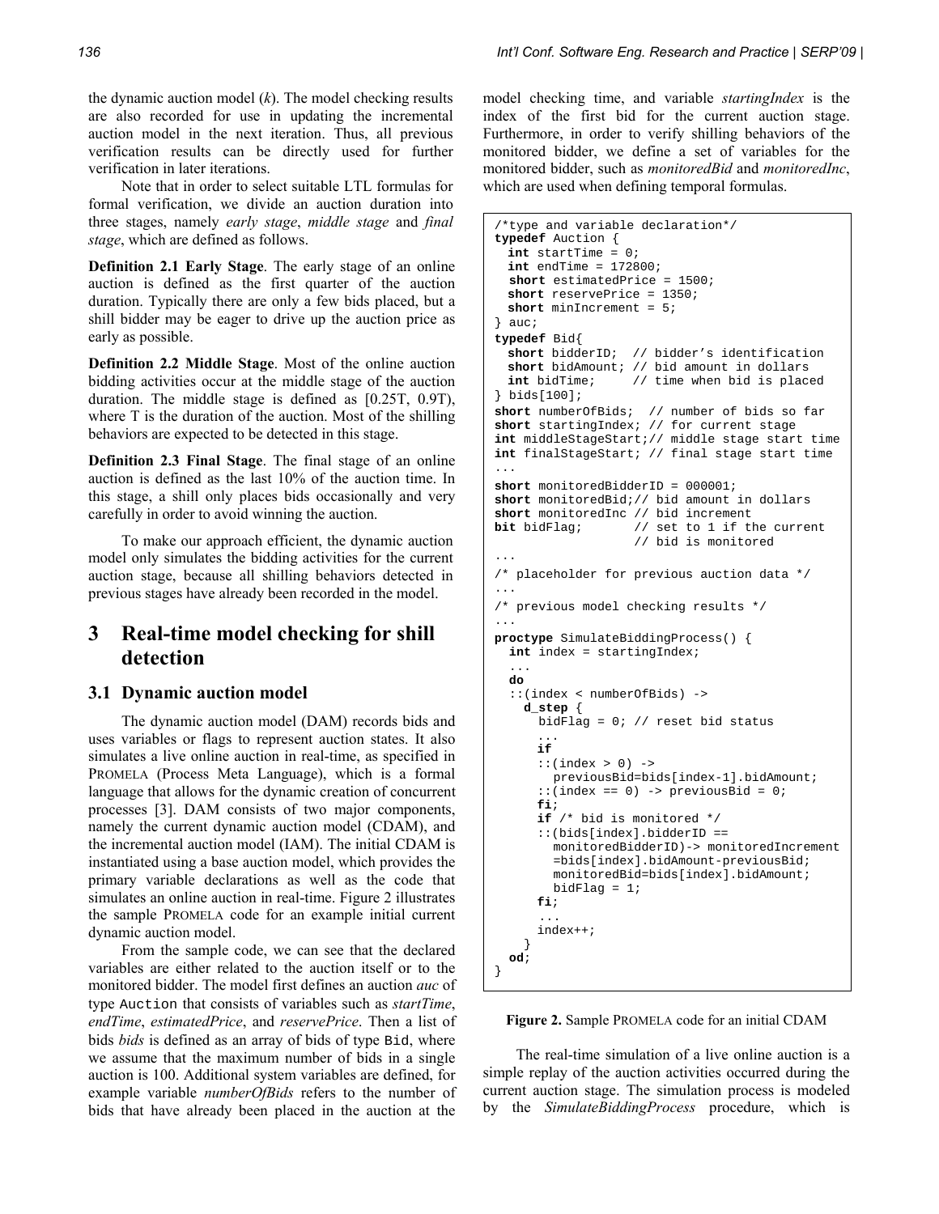the dynamic auction model (*k*). The model checking results are also recorded for use in updating the incremental auction model in the next iteration. Thus, all previous verification results can be directly used for further verification in later iterations.

Note that in order to select suitable LTL formulas for formal verification, we divide an auction duration into three stages, namely *early stage*, *middle stage* and *final stage*, which are defined as follows.

**Definition 2.1 Early Stage**. The early stage of an online auction is defined as the first quarter of the auction duration. Typically there are only a few bids placed, but a shill bidder may be eager to drive up the auction price as early as possible.

**Definition 2.2 Middle Stage**. Most of the online auction bidding activities occur at the middle stage of the auction duration. The middle stage is defined as [0.25T, 0.9T), where T is the duration of the auction. Most of the shilling behaviors are expected to be detected in this stage.

**Definition 2.3 Final Stage**. The final stage of an online auction is defined as the last 10% of the auction time. In this stage, a shill only places bids occasionally and very carefully in order to avoid winning the auction.

To make our approach efficient, the dynamic auction model only simulates the bidding activities for the current auction stage, because all shilling behaviors detected in previous stages have already been recorded in the model.

# 3 Real-time model checking for shill detection

## 3.1 Dynamic auction model

The dynamic auction model (DAM) records bids and uses variables or flags to represent auction states. It also simulates a live online auction in real-time, as specified in PROMELA (Process Meta Language), which is a formal language that allows for the dynamic creation of concurrent processes [3]. DAM consists of two major components, namely the current dynamic auction model (CDAM), and the incremental auction model (IAM). The initial CDAM is instantiated using a base auction model, which provides the primary variable declarations as well as the code that simulates an online auction in real-time. Figure 2 illustrates the sample PROMELA code for an example initial current dynamic auction model.

From the sample code, we can see that the declared variables are either related to the auction itself or to the monitored bidder. The model first defines an auction *auc* of type `Auction` that consists of variables such as *startTime*, *endTime*, *estimatedPrice*, and *reservePrice*. Then a list of bids *bids* is defined as an array of bids of type `Bid`, where we assume that the maximum number of bids in a single auction is 100. Additional system variables are defined, for example variable *numberOfBids* refers to the number of bids that have already been placed in the auction at the model checking time, and variable *startingIndex* is the index of the first bid for the current auction stage. Furthermore, in order to verify shilling behaviors of the monitored bidder, we define a set of variables for the monitored bidder, such as *monitoredBid* and *monitoredInc*, which are used when defining temporal formulas.

```
/*type and variable declaration*/
typedef Auction {
  int startTime = 0;
  int endTime = 172800;
   short estimatedPrice = 1500;
  short reservePrice = 1350;
  short minIncrement = 5;
} auc;
typedef Bid{
  short bidderID;  // bidder's identification
  short bidAmount; // bid amount in dollars
  int bidTime;     // time when bid is placed
} bids[100];
short numberOfBids;  // number of bids so far
short startingIndex; // for current stage
int middleStageStart;// middle stage start time
int finalStageStart; // final stage start time
...
short monitoredBidderID = 000001;
short monitoredBid;// bid amount in dollars
short monitoredInc // bid increment
bit bidFlag;       // set to 1 if the current
                   // bid is monitored
...
/* placeholder for previous auction data */
...
/* previous model checking results */
...
proctype SimulateBiddingProcess() {
  int index = startingIndex;
  ...
  do
  ::(index < numberOfBids) ->
    d_step {
      bidFlag = 0; // reset bid status
      ...
      if
      ::(index > 0) ->
        previousBid=bids[index-1].bidAmount;
      ::(index == 0) -> previousBid = 0;
      fi;
      if /* bid is monitored */
      ::(bids[index].bidderID ==
        monitoredBidderID)-> monitoredIncrement
        =bids[index].bidAmount-previousBid;
        monitoredBid=bids[index].bidAmount;
        bidFlag = 1;
      fi;
      ...
      index++;
    }
  od;
}
```

**Figure 2.** Sample PROMELA code for an initial CDAM

The real-time simulation of a live online auction is a simple replay of the auction activities occurred during the current auction stage. The simulation process is modeled by the *SimulateBiddingProcess* procedure, which is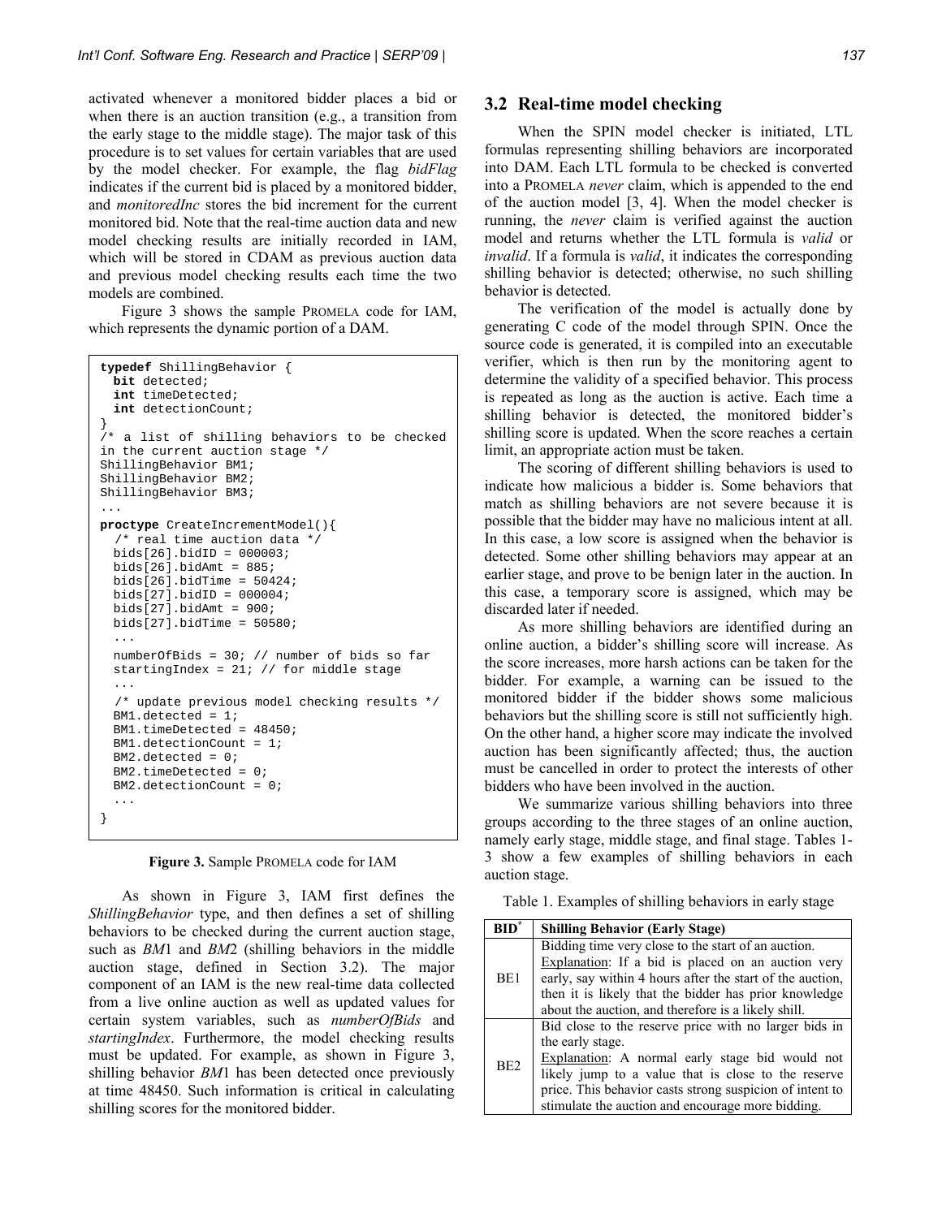activated whenever a monitored bidder places a bid or when there is an auction transition (e.g., a transition from the early stage to the middle stage). The major task of this procedure is to set values for certain variables that are used by the model checker. For example, the flag *bidFlag* indicates if the current bid is placed by a monitored bidder, and *monitoredInc* stores the bid increment for the current monitored bid. Note that the real-time auction data and new model checking results are initially recorded in IAM, which will be stored in CDAM as previous auction data and previous model checking results each time the two models are combined.

Figure 3 shows the sample PROMELA code for IAM, which represents the dynamic portion of a DAM.

```
typedef ShillingBehavior {
  bit detected;
  int timeDetected;
  int detectionCount;
}
/* a list of shilling behaviors to be checked
in the current auction stage */
ShillingBehavior BM1;
ShillingBehavior BM2;
ShillingBehavior BM3;
...
proctype CreateIncrementModel(){
  /* real time auction data */
  bids[26].bidID = 000003;
  bids[26].bidAmt = 885;
  bids[26].bidTime = 50424;
  bids[27].bidID = 000004;
  bids[27].bidAmt = 900;
  bids[27].bidTime = 50580;
  ...
  numberOfBids = 30; // number of bids so far
  startingIndex = 21; // for middle stage
  ...
  /* update previous model checking results */
  BM1.detected = 1;
  BM1.timeDetected = 48450;
  BM1.detectionCount = 1;
  BM2.detected = 0;
  BM2.timeDetected = 0;
  BM2.detectionCount = 0;
  ...
}
```

**Figure 3.** Sample PROMELA code for IAM

As shown in Figure 3, IAM first defines the *ShillingBehavior* type, and then defines a set of shilling behaviors to be checked during the current auction stage, such as *BM*1 and *BM*2 (shilling behaviors in the middle auction stage, defined in Section 3.2). The major component of an IAM is the new real-time data collected from a live online auction as well as updated values for certain system variables, such as *numberOfBids* and *startingIndex*. Furthermore, the model checking results must be updated. For example, as shown in Figure 3, shilling behavior *BM*1 has been detected once previously at time 48450. Such information is critical in calculating shilling scores for the monitored bidder.

## 3.2 Real-time model checking

When the SPIN model checker is initiated, LTL formulas representing shilling behaviors are incorporated into DAM. Each LTL formula to be checked is converted into a PROMELA *never* claim, which is appended to the end of the auction model [3, 4]. When the model checker is running, the *never* claim is verified against the auction model and returns whether the LTL formula is *valid* or *invalid*. If a formula is *valid*, it indicates the corresponding shilling behavior is detected; otherwise, no such shilling behavior is detected.

The verification of the model is actually done by generating C code of the model through SPIN. Once the source code is generated, it is compiled into an executable verifier, which is then run by the monitoring agent to determine the validity of a specified behavior. This process is repeated as long as the auction is active. Each time a shilling behavior is detected, the monitored bidder's shilling score is updated. When the score reaches a certain limit, an appropriate action must be taken.

The scoring of different shilling behaviors is used to indicate how malicious a bidder is. Some behaviors that match as shilling behaviors are not severe because it is possible that the bidder may have no malicious intent at all. In this case, a low score is assigned when the behavior is detected. Some other shilling behaviors may appear at an earlier stage, and prove to be benign later in the auction. In this case, a temporary score is assigned, which may be discarded later if needed.

As more shilling behaviors are identified during an online auction, a bidder's shilling score will increase. As the score increases, more harsh actions can be taken for the bidder. For example, a warning can be issued to the monitored bidder if the bidder shows some malicious behaviors but the shilling score is still not sufficiently high. On the other hand, a higher score may indicate the involved auction has been significantly affected; thus, the auction must be cancelled in order to protect the interests of other bidders who have been involved in the auction.

We summarize various shilling behaviors into three groups according to the three stages of an online auction, namely early stage, middle stage, and final stage. Tables 1-3 show a few examples of shilling behaviors in each auction stage.

Table 1. Examples of shilling behaviors in early stage

| BID* | Shilling Behavior (Early Stage) |
|---|---|
| BE1 | Bidding time very close to the start of an auction. Explanation: If a bid is placed on an auction very early, say within 4 hours after the start of the auction, then it is likely that the bidder has prior knowledge about the auction, and therefore is a likely shill. |
| BE2 | Bid close to the reserve price with no larger bids in the early stage. Explanation: A normal early stage bid would not likely jump to a value that is close to the reserve price. This behavior casts strong suspicion of intent to stimulate the auction and encourage more bidding. |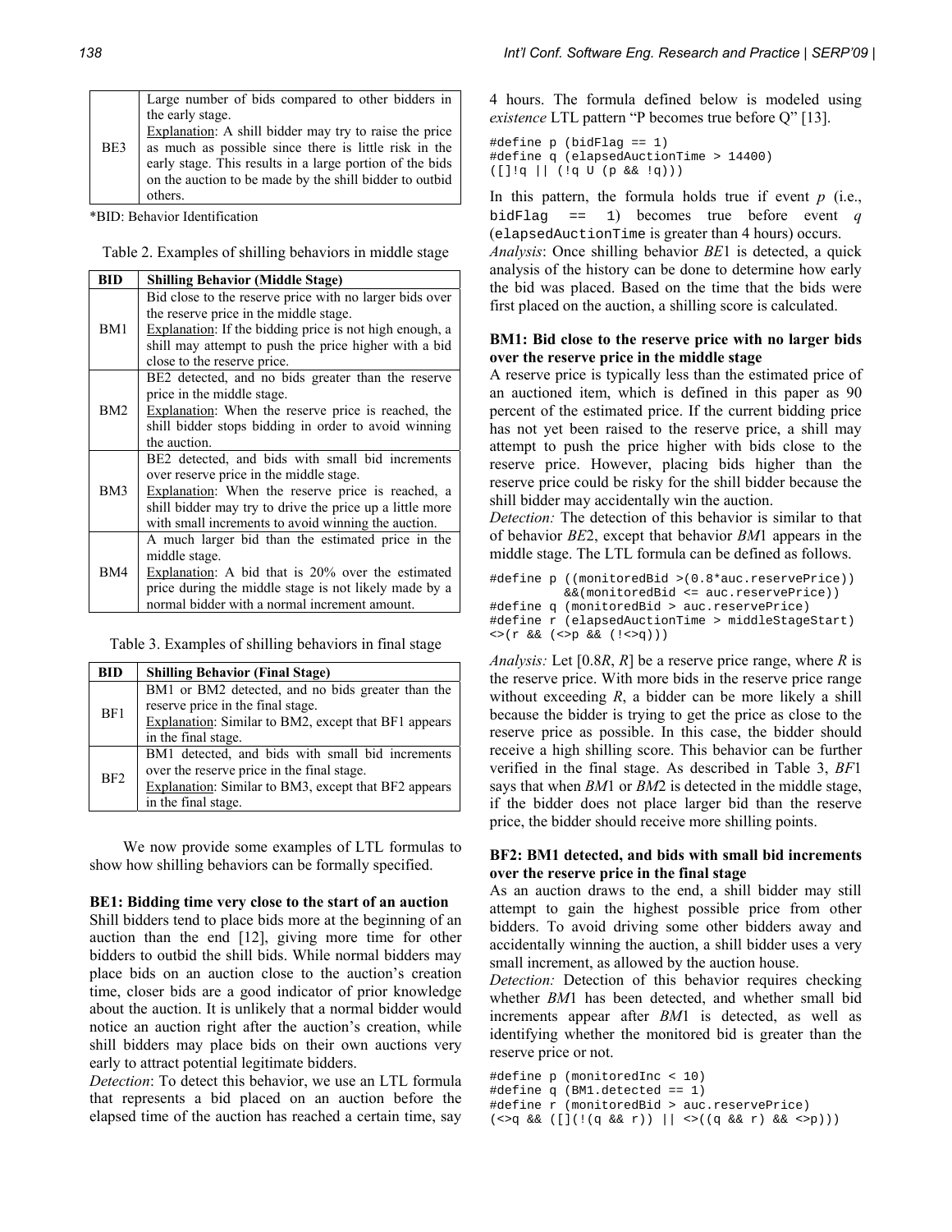| | |
|---|---|
| BE3 | Large number of bids compared to other bidders in the early stage.<br>Explanation: A shill bidder may try to raise the price as much as possible since there is little risk in the early stage. This results in a large portion of the bids on the auction to be made by the shill bidder to outbid others. |

*BID: Behavior Identification

Table 2. Examples of shilling behaviors in middle stage

| BID | Shilling Behavior (Middle Stage) |
|---|---|
| BM1 | Bid close to the reserve price with no larger bids over the reserve price in the middle stage.<br>Explanation: If the bidding price is not high enough, a shill may attempt to push the price higher with a bid close to the reserve price. |
| BM2 | BE2 detected, and no bids greater than the reserve price in the middle stage.<br>Explanation: When the reserve price is reached, the shill bidder stops bidding in order to avoid winning the auction. |
| BM3 | BE2 detected, and bids with small bid increments over reserve price in the middle stage.<br>Explanation: When the reserve price is reached, a shill bidder may try to drive the price up a little more with small increments to avoid winning the auction. |
| BM4 | A much larger bid than the estimated price in the middle stage.<br>Explanation: A bid that is 20% over the estimated price during the middle stage is not likely made by a normal bidder with a normal increment amount. |

Table 3. Examples of shilling behaviors in final stage

| BID | Shilling Behavior (Final Stage) |
|---|---|
| BF1 | BM1 or BM2 detected, and no bids greater than the reserve price in the final stage.<br>Explanation: Similar to BM2, except that BF1 appears in the final stage. |
| BF2 | BM1 detected, and bids with small bid increments over the reserve price in the final stage.<br>Explanation: Similar to BM3, except that BF2 appears in the final stage. |

We now provide some examples of LTL formulas to show how shilling behaviors can be formally specified.

**BE1: Bidding time very close to the start of an auction**

Shill bidders tend to place bids more at the beginning of an auction than the end [12], giving more time for other bidders to outbid the shill bids. While normal bidders may place bids on an auction close to the auction's creation time, closer bids are a good indicator of prior knowledge about the auction. It is unlikely that a normal bidder would notice an auction right after the auction's creation, while shill bidders may place bids on their own auctions very early to attract potential legitimate bidders.

*Detection*: To detect this behavior, we use an LTL formula that represents a bid placed on an auction before the elapsed time of the auction has reached a certain time, say 4 hours. The formula defined below is modeled using *existence* LTL pattern "P becomes true before Q" [13].

```
#define p (bidFlag == 1)
#define q (elapsedAuctionTime > 14400)
([]!q || (!q U (p && !q)))
```

In this pattern, the formula holds true if event *p* (i.e., `bidFlag == 1`) becomes true before event *q* (`elapsedAuctionTime` is greater than 4 hours) occurs.

*Analysis*: Once shilling behavior *BE*1 is detected, a quick analysis of the history can be done to determine how early the bid was placed. Based on the time that the bids were first placed on the auction, a shilling score is calculated.

**BM1: Bid close to the reserve price with no larger bids over the reserve price in the middle stage**

A reserve price is typically less than the estimated price of an auctioned item, which is defined in this paper as 90 percent of the estimated price. If the current bidding price has not yet been raised to the reserve price, a shill may attempt to push the price higher with bids close to the reserve price. However, placing bids higher than the reserve price could be risky for the shill bidder because the shill bidder may accidentally win the auction.

*Detection:* The detection of this behavior is similar to that of *BE*2, except that behavior *BM*1 appears in the middle stage. The LTL formula can be defined as follows.

```
#define p ((monitoredBid >(0.8*auc.reservePrice))
          &&(monitoredBid <= auc.reservePrice))
#define q (monitoredBid > auc.reservePrice)
#define r (elapsedAuctionTime > middleStageStart)
<>(r && (<>p && (!<>q)))
```

*Analysis:* Let $[0.8R, R]$ be a reserve price range, where $R$ is the reserve price. With more bids in the reserve price range without exceeding $R$, a bidder can be more likely a shill because the bidder is trying to get the price as close to the reserve price as possible. In this case, the bidder should receive a high shilling score. This behavior can be further verified in the final stage. As described in Table 3, *BF*1 says that when *BM*1 or *BM*2 is detected in the middle stage, if the bidder does not place larger bid than the reserve price, the bidder should receive more shilling points.

**BF2: BM1 detected, and bids with small bid increments over the reserve price in the final stage**

As an auction draws to the end, a shill bidder may still attempt to gain the highest possible price from other bidders. To avoid driving some other bidders away and accidentally winning the auction, a shill bidder uses a very small increment, as allowed by the auction house.

*Detection:* Detection of this behavior requires checking whether *BM*1 has been detected, and whether small bid increments appear after *BM*1 is detected, as well as identifying whether the monitored bid is greater than the reserve price or not.

```
#define p (monitoredInc < 10)
#define q (BM1.detected == 1)
#define r (monitoredBid > auc.reservePrice)
(<>q && ([](!(q && r)) || <>((q && r) && <>p)))
```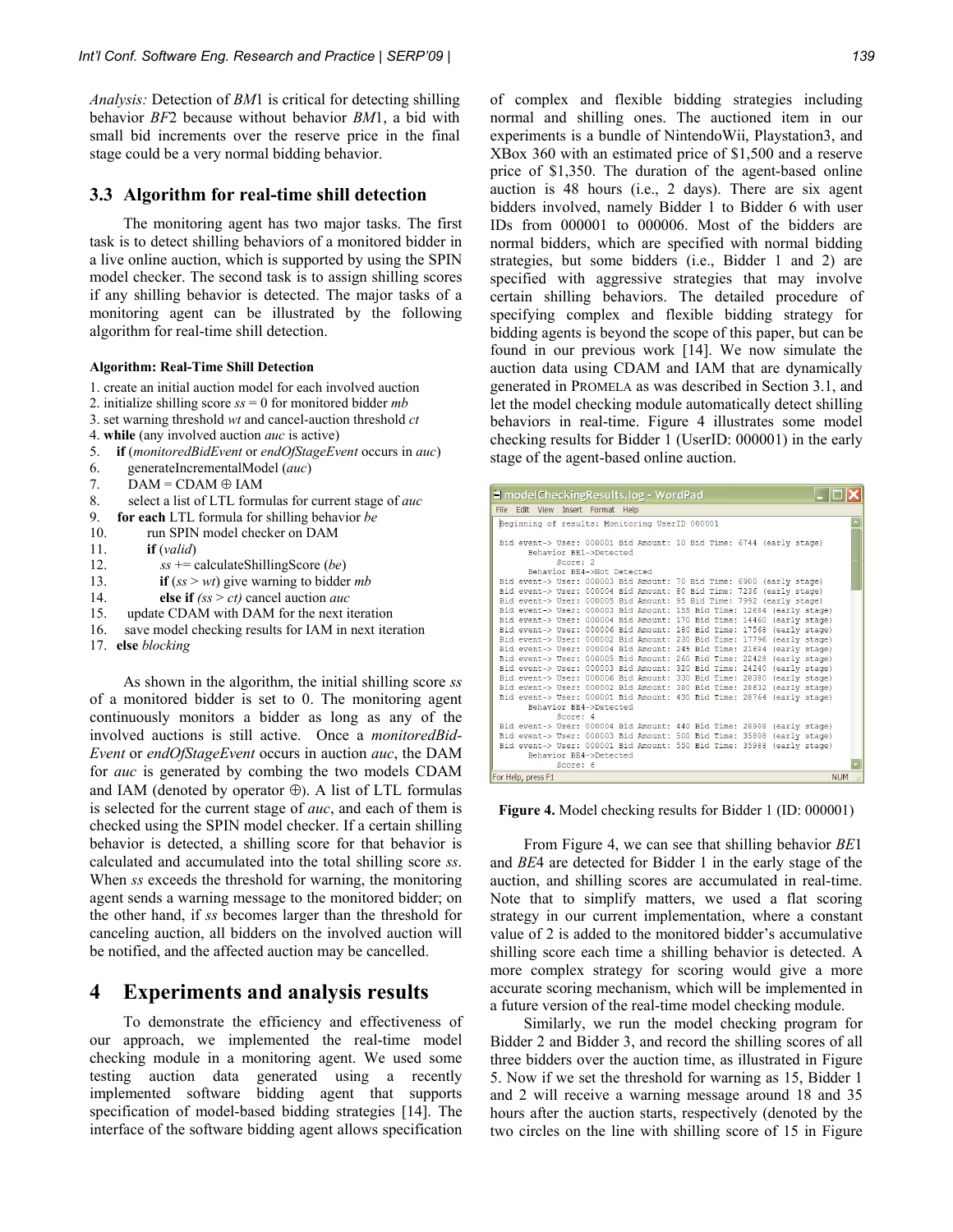*Analysis:* Detection of *BM*1 is critical for detecting shilling behavior *BF*2 because without behavior *BM*1, a bid with small bid increments over the reserve price in the final stage could be a very normal bidding behavior.

### 3.3 Algorithm for real-time shill detection

The monitoring agent has two major tasks. The first task is to detect shilling behaviors of a monitored bidder in a live online auction, which is supported by using the SPIN model checker. The second task is to assign shilling scores if any shilling behavior is detected. The major tasks of a monitoring agent can be illustrated by the following algorithm for real-time shill detection.

**Algorithm: Real-Time Shill Detection**

1. create an initial auction model for each involved auction
2. initialize shilling score *ss* = 0 for monitored bidder *mb*
3. set warning threshold *wt* and cancel-auction threshold *ct*
4. **while** (any involved auction *auc* is active)
5. **if** (*monitoredBidEvent* or *endOfStageEvent* occurs in *auc*)
6. generateIncrementalModel (*auc*)
7. DAM = CDAM ⊕ IAM
8. select a list of LTL formulas for current stage of *auc*
9. **for each** LTL formula for shilling behavior *be*
10. run SPIN model checker on DAM
11. **if** (*valid*)
12. *ss* += calculateShillingScore (*be*)
13. **if** (*ss* > *wt*) give warning to bidder *mb*
14. **else if** *(ss > ct)* cancel auction *auc*
15. update CDAM with DAM for the next iteration
16. save model checking results for IAM in next iteration
17. **else** *blocking*

As shown in the algorithm, the initial shilling score *ss* of a monitored bidder is set to 0. The monitoring agent continuously monitors a bidder as long as any of the involved auctions is still active. Once a *monitoredBidEvent* or *endOfStageEvent* occurs in auction *auc*, the DAM for *auc* is generated by combing the two models CDAM and IAM (denoted by operator ⊕). A list of LTL formulas is selected for the current stage of *auc*, and each of them is checked using the SPIN model checker. If a certain shilling behavior is detected, a shilling score for that behavior is calculated and accumulated into the total shilling score *ss*. When *ss* exceeds the threshold for warning, the monitoring agent sends a warning message to the monitored bidder; on the other hand, if *ss* becomes larger than the threshold for canceling auction, all bidders on the involved auction will be notified, and the affected auction may be cancelled.

## 4 Experiments and analysis results

To demonstrate the efficiency and effectiveness of our approach, we implemented the real-time model checking module in a monitoring agent. We used some testing auction data generated using a recently implemented software bidding agent that supports specification of model-based bidding strategies [14]. The interface of the software bidding agent allows specification of complex and flexible bidding strategies including normal and shilling ones. The auctioned item in our experiments is a bundle of NintendoWii, Playstation3, and XBox 360 with an estimated price of $1,500 and a reserve price of $1,350. The duration of the agent-based online auction is 48 hours (i.e., 2 days). There are six agent bidders involved, namely Bidder 1 to Bidder 6 with user IDs from 000001 to 000006. Most of the bidders are normal bidders, which are specified with normal bidding strategies, but some bidders (i.e., Bidder 1 and 2) are specified with aggressive strategies that may involve certain shilling behaviors. The detailed procedure of specifying complex and flexible bidding strategy for bidding agents is beyond the scope of this paper, but can be found in our previous work [14]. We now simulate the auction data using CDAM and IAM that are dynamically generated in PROMELA as was described in Section 3.1, and let the model checking module automatically detect shilling behaviors in real-time. Figure 4 illustrates some model checking results for Bidder 1 (UserID: 000001) in the early stage of the agent-based online auction.

```
Beginning of results: Monitoring UserID 000001

Bid event-> User: 000001 Bid Amount: 10 Bid Time: 6744 (early stage)
      Behavior BE1->Detected
            Score: 2
      Behavior BE4->Not Detected
Bid event-> User: 000003 Bid Amount: 70 Bid Time: 6900 (early stage)
Bid event-> User: 000004 Bid Amount: 80 Bid Time: 7236 (early stage)
Bid event-> User: 000005 Bid Amount: 95 Bid Time: 7992 (early stage)
Bid event-> User: 000003 Bid Amount: 155 Bid Time: 12684 (early stage)
Bid event-> User: 000004 Bid Amount: 170 Bid Time: 14460 (early stage)
Bid event-> User: 000006 Bid Amount: 180 Bid Time: 17568 (early stage)
Bid event-> User: 000002 Bid Amount: 230 Bid Time: 17796 (early stage)
Bid event-> User: 000004 Bid Amount: 245 Bid Time: 21684 (early stage)
Bid event-> User: 000005 Bid Amount: 260 Bid Time: 22428 (early stage)
Bid event-> User: 000003 Bid Amount: 320 Bid Time: 24240 (early stage)
Bid event-> User: 000006 Bid Amount: 330 Bid Time: 28380 (early stage)
Bid event-> User: 000002 Bid Amount: 380 Bid Time: 28632 (early stage)
Bid event-> User: 000001 Bid Amount: 430 Bid Time: 28764 (early stage)
      Behavior BE4->Detected
            Score: 4
Bid event-> User: 000004 Bid Amount: 440 Bid Time: 28908 (early stage)
Bid event-> User: 000003 Bid Amount: 500 Bid Time: 35808 (early stage)
Bid event-> User: 000001 Bid Amount: 550 Bid Time: 35988 (early stage)
      Behavior BE4->Detected
            Score: 6
```

**Figure 4.** Model checking results for Bidder 1 (ID: 000001)

From Figure 4, we can see that shilling behavior *BE*1 and *BE*4 are detected for Bidder 1 in the early stage of the auction, and shilling scores are accumulated in real-time. Note that to simplify matters, we used a flat scoring strategy in our current implementation, where a constant value of 2 is added to the monitored bidder's accumulative shilling score each time a shilling behavior is detected. A more complex strategy for scoring would give a more accurate scoring mechanism, which will be implemented in a future version of the real-time model checking module.

Similarly, we run the model checking program for Bidder 2 and Bidder 3, and record the shilling scores of all three bidders over the auction time, as illustrated in Figure 5. Now if we set the threshold for warning as 15, Bidder 1 and 2 will receive a warning message around 18 and 35 hours after the auction starts, respectively (denoted by the two circles on the line with shilling score of 15 in Figure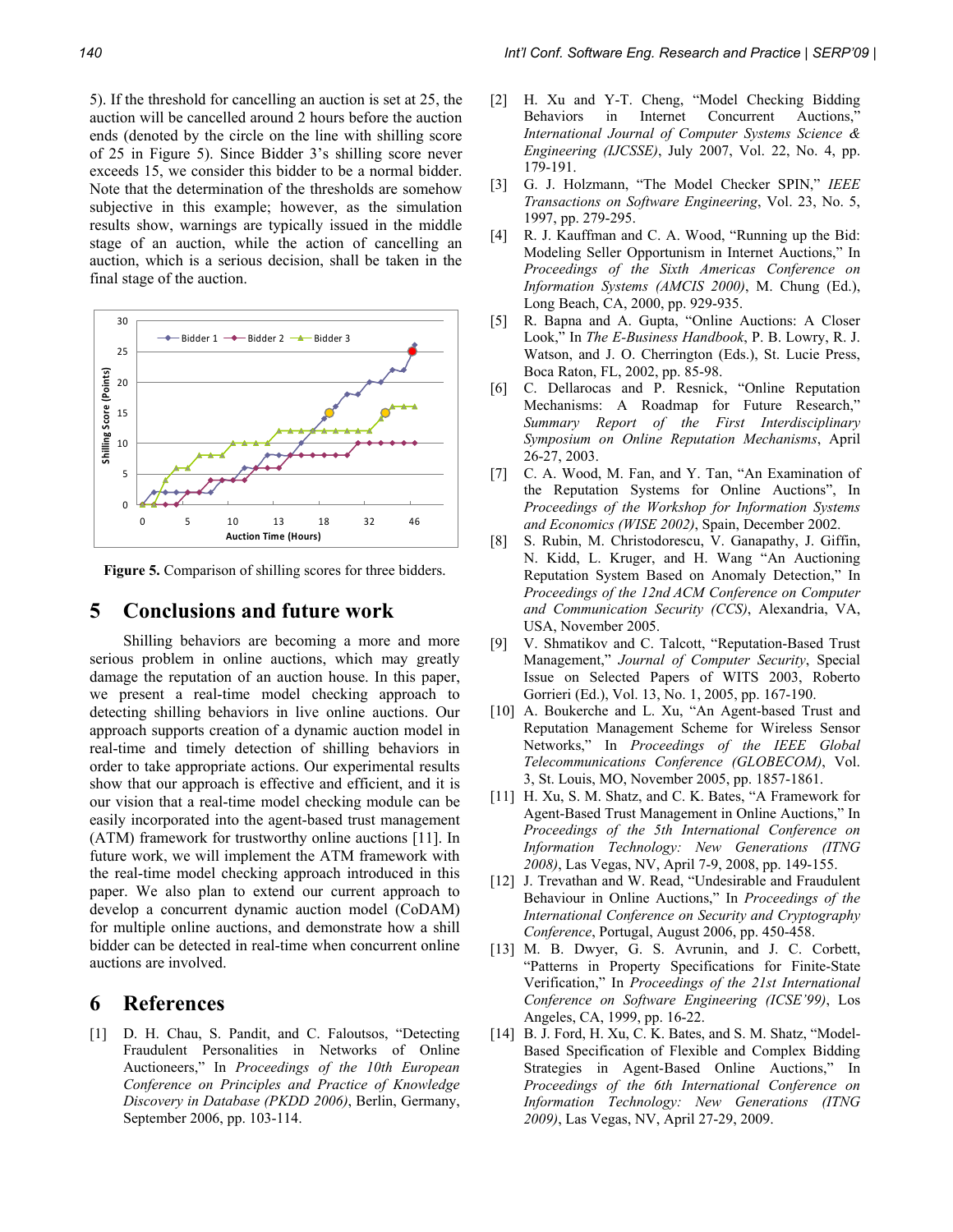5). If the threshold for cancelling an auction is set at 25, the auction will be cancelled around 2 hours before the auction ends (denoted by the circle on the line with shilling score of 25 in Figure 5). Since Bidder 3's shilling score never exceeds 15, we consider this bidder to be a normal bidder. Note that the determination of the thresholds are somehow subjective in this example; however, as the simulation results show, warnings are typically issued in the middle stage of an auction, while the action of cancelling an auction, which is a serious decision, shall be taken in the final stage of the auction.

Bidder 1
Bidder 2
Bidder 3

Shilling Score (Points)

30
25
20
15
10
5
0

0
5
10
13
18
32
46

Auction Time (Hours)

**Figure 5.** Comparison of shilling scores for three bidders.

## 5 Conclusions and future work

Shilling behaviors are becoming a more and more serious problem in online auctions, which may greatly damage the reputation of an auction house. In this paper, we present a real-time model checking approach to detecting shilling behaviors in live online auctions. Our approach supports creation of a dynamic auction model in real-time and timely detection of shilling behaviors in order to take appropriate actions. Our experimental results show that our approach is effective and efficient, and it is our vision that a real-time model checking module can be easily incorporated into the agent-based trust management (ATM) framework for trustworthy online auctions [11]. In future work, we will implement the ATM framework with the real-time model checking approach introduced in this paper. We also plan to extend our current approach to develop a concurrent dynamic auction model (CoDAM) for multiple online auctions, and demonstrate how a shill bidder can be detected in real-time when concurrent online auctions are involved.

## 6 References

[1] D. H. Chau, S. Pandit, and C. Faloutsos, "Detecting Fraudulent Personalities in Networks of Online Auctioneers," In *Proceedings of the 10th European Conference on Principles and Practice of Knowledge Discovery in Database (PKDD 2006)*, Berlin, Germany, September 2006, pp. 103-114.

[2] H. Xu and Y-T. Cheng, "Model Checking Bidding Behaviors in Internet Concurrent Auctions," *International Journal of Computer Systems Science & Engineering (IJCSSE)*, July 2007, Vol. 22, No. 4, pp. 179-191.

[3] G. J. Holzmann, "The Model Checker SPIN," *IEEE Transactions on Software Engineering*, Vol. 23, No. 5, 1997, pp. 279-295.

[4] R. J. Kauffman and C. A. Wood, "Running up the Bid: Modeling Seller Opportunism in Internet Auctions," In *Proceedings of the Sixth Americas Conference on Information Systems (AMCIS 2000)*, M. Chung (Ed.), Long Beach, CA, 2000, pp. 929-935.

[5] R. Bapna and A. Gupta, "Online Auctions: A Closer Look," In *The E-Business Handbook*, P. B. Lowry, R. J. Watson, and J. O. Cherrington (Eds.), St. Lucie Press, Boca Raton, FL, 2002, pp. 85-98.

[6] C. Dellarocas and P. Resnick, "Online Reputation Mechanisms: A Roadmap for Future Research," *Summary Report of the First Interdisciplinary Symposium on Online Reputation Mechanisms*, April 26-27, 2003.

[7] C. A. Wood, M. Fan, and Y. Tan, "An Examination of the Reputation Systems for Online Auctions", In *Proceedings of the Workshop for Information Systems and Economics (WISE 2002)*, Spain, December 2002.

[8] S. Rubin, M. Christodorescu, V. Ganapathy, J. Giffin, N. Kidd, L. Kruger, and H. Wang "An Auctioning Reputation System Based on Anomaly Detection," In *Proceedings of the 12nd ACM Conference on Computer and Communication Security (CCS)*, Alexandria, VA, USA, November 2005.

[9] V. Shmatikov and C. Talcott, "Reputation-Based Trust Management," *Journal of Computer Security*, Special Issue on Selected Papers of WITS 2003, Roberto Gorrieri (Ed.), Vol. 13, No. 1, 2005, pp. 167-190.

[10] A. Boukerche and L. Xu, "An Agent-based Trust and Reputation Management Scheme for Wireless Sensor Networks," In *Proceedings of the IEEE Global Telecommunications Conference (GLOBECOM)*, Vol. 3, St. Louis, MO, November 2005, pp. 1857-1861.

[11] H. Xu, S. M. Shatz, and C. K. Bates, "A Framework for Agent-Based Trust Management in Online Auctions," In *Proceedings of the 5th International Conference on Information Technology: New Generations (ITNG 2008)*, Las Vegas, NV, April 7-9, 2008, pp. 149-155.

[12] J. Trevathan and W. Read, "Undesirable and Fraudulent Behaviour in Online Auctions," In *Proceedings of the International Conference on Security and Cryptography Conference*, Portugal, August 2006, pp. 450-458.

[13] M. B. Dwyer, G. S. Avrunin, and J. C. Corbett, "Patterns in Property Specifications for Finite-State Verification," In *Proceedings of the 21st International Conference on Software Engineering (ICSE'99)*, Los Angeles, CA, 1999, pp. 16-22.

[14] B. J. Ford, H. Xu, C. K. Bates, and S. M. Shatz, "Model-Based Specification of Flexible and Complex Bidding Strategies in Agent-Based Online Auctions," In *Proceedings of the 6th International Conference on Information Technology: New Generations (ITNG 2009)*, Las Vegas, NV, April 27-29, 2009.